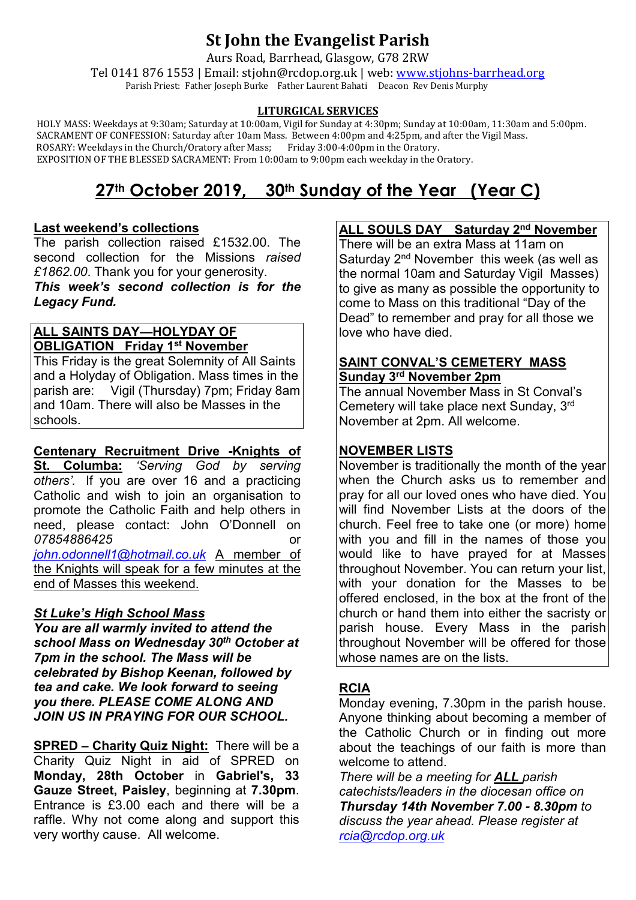# St John the Evangelist Parish

Aurs Road, Barrhead, Glasgow, G78 2RW

Tel 0141 876 1553 | Email: stjohn@rcdop.org.uk | web: www.stjohns-barrhead.org

Parish Priest: Father Joseph Burke Father Laurent Bahati Deacon Rev Denis Murphy

**LITURGICAL SERVICES**

HOLY MASS: Weekdays at 9:30am; Saturday at 10:00am, Vigil for Sunday at 4:30pm; Sunday at 10:00am, 11:30am and 5:00pm.
SACRAMENT OF CONFESSION: Saturday after 10am Mass. Between 4:00pm and 4:25pm, and after the Vigil Mass.
ROSARY: Weekdays in the Church/Oratory after Mass; Friday 3:00-4:00pm in the Oratory.
EXPOSITION OF THE BLESSED SACRAMENT: From 10:00am to 9:00pm each weekday in the Oratory.

## 27th October 2019, 30th Sunday of the Year (Year C)

**Last weekend's collections**

The parish collection raised £1532.00. The second collection for the Missions *raised £1862.00*. Thank you for your generosity.

***This week's second collection is for the Legacy Fund.***

**ALL SAINTS DAY—HOLYDAY OF OBLIGATION Friday 1st November**

This Friday is the great Solemnity of All Saints and a Holyday of Obligation. Mass times in the parish are: Vigil (Thursday) 7pm; Friday 8am and 10am. There will also be Masses in the schools.

**Centenary Recruitment Drive -Knights of St. Columba:** *'Serving God by serving others'.* If you are over 16 and a practicing Catholic and wish to join an organisation to promote the Catholic Faith and help others in need, please contact: John O'Donnell on *07854886425* or *john.odonnell1@hotmail.co.uk* A member of the Knights will speak for a few minutes at the end of Masses this weekend.

***St Luke's High School Mass***

***You are all warmly invited to attend the school Mass on Wednesday 30th October at 7pm in the school. The Mass will be celebrated by Bishop Keenan, followed by tea and cake. We look forward to seeing you there. PLEASE COME ALONG AND JOIN US IN PRAYING FOR OUR SCHOOL.***

**SPRED – Charity Quiz Night:** There will be a Charity Quiz Night in aid of SPRED on **Monday, 28th October** in **Gabriel's, 33 Gauze Street, Paisley**, beginning at **7.30pm**. Entrance is £3.00 each and there will be a raffle. Why not come along and support this very worthy cause. All welcome.

**ALL SOULS DAY Saturday 2nd November**

There will be an extra Mass at 11am on Saturday 2nd November this week (as well as the normal 10am and Saturday Vigil Masses) to give as many as possible the opportunity to come to Mass on this traditional "Day of the Dead" to remember and pray for all those we love who have died.

**SAINT CONVAL'S CEMETERY MASS Sunday 3rd November 2pm**

The annual November Mass in St Conval's Cemetery will take place next Sunday, 3rd November at 2pm. All welcome.

**NOVEMBER LISTS**

November is traditionally the month of the year when the Church asks us to remember and pray for all our loved ones who have died. You will find November Lists at the doors of the church. Feel free to take one (or more) home with you and fill in the names of those you would like to have prayed for at Masses throughout November. You can return your list, with your donation for the Masses to be offered enclosed, in the box at the front of the church or hand them into either the sacristy or parish house. Every Mass in the parish throughout November will be offered for those whose names are on the lists.

**RCIA**

Monday evening, 7.30pm in the parish house. Anyone thinking about becoming a member of the Catholic Church or in finding out more about the teachings of our faith is more than welcome to attend.

*There will be a meeting for **ALL** parish catechists/leaders in the diocesan office on **Thursday 14th November 7.00 - 8.30pm** to discuss the year ahead. Please register at rcia@rcdop.org.uk*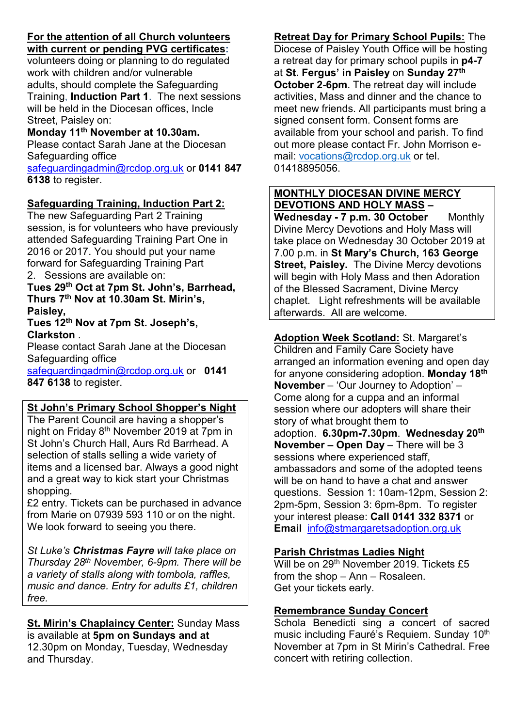**For the attention of all Church volunteers with current or pending PVG certificates:** volunteers doing or planning to do regulated work with children and/or vulnerable adults, should complete the Safeguarding Training, **Induction Part 1**. The next sessions will be held in the Diocesan offices, Incle Street, Paisley on:

**Monday 11th November at 10.30am.**

Please contact Sarah Jane at the Diocesan Safeguarding office safeguardingadmin@rcdop.org.uk or **0141 847 6138** to register.

**Safeguarding Training, Induction Part 2:** The new Safeguarding Part 2 Training session, is for volunteers who have previously attended Safeguarding Training Part One in 2016 or 2017. You should put your name forward for Safeguarding Training Part 2. Sessions are available on:

**Tues 29th Oct at 7pm St. John's, Barrhead,**
**Thurs 7th Nov at 10.30am St. Mirin's, Paisley,**
**Tues 12th Nov at 7pm St. Joseph's, Clarkston** .

Please contact Sarah Jane at the Diocesan Safeguarding office safeguardingadmin@rcdop.org.uk or **0141 847 6138** to register.

**St John's Primary School Shopper's Night**

The Parent Council are having a shopper's night on Friday 8th November 2019 at 7pm in St John's Church Hall, Aurs Rd Barrhead. A selection of stalls selling a wide variety of items and a licensed bar. Always a good night and a great way to kick start your Christmas shopping.

£2 entry. Tickets can be purchased in advance from Marie on 07939 593 110 or on the night. We look forward to seeing you there.

*St Luke's **Christmas Fayre** will take place on Thursday 28th November, 6-9pm. There will be a variety of stalls along with tombola, raffles, music and dance. Entry for adults £1, children free.*

**St. Mirin's Chaplaincy Center:** Sunday Mass is available at **5pm on Sundays and at** 12.30pm on Monday, Tuesday, Wednesday and Thursday.

**Retreat Day for Primary School Pupils:** The Diocese of Paisley Youth Office will be hosting a retreat day for primary school pupils in **p4-7** at **St. Fergus' in Paisley** on **Sunday 27th October 2-6pm**. The retreat day will include activities, Mass and dinner and the chance to meet new friends. All participants must bring a signed consent form. Consent forms are available from your school and parish. To find out more please contact Fr. John Morrison e-mail: vocations@rcdop.org.uk or tel. 01418895056.

**MONTHLY DIOCESAN DIVINE MERCY DEVOTIONS AND HOLY MASS – Wednesday - 7 p.m. 30 October** Monthly Divine Mercy Devotions and Holy Mass will take place on Wednesday 30 October 2019 at 7.00 p.m. in **St Mary's Church, 163 George Street, Paisley.** The Divine Mercy devotions will begin with Holy Mass and then Adoration of the Blessed Sacrament, Divine Mercy chaplet. Light refreshments will be available afterwards. All are welcome.

**Adoption Week Scotland:** St. Margaret's Children and Family Care Society have arranged an information evening and open day for anyone considering adoption. **Monday 18th November** – 'Our Journey to Adoption' – Come along for a cuppa and an informal session where our adopters will share their story of what brought them to adoption. **6.30pm-7.30pm**. **Wednesday 20th November – Open Day** – There will be 3 sessions where experienced staff, ambassadors and some of the adopted teens will be on hand to have a chat and answer questions. Session 1: 10am-12pm, Session 2: 2pm-5pm, Session 3: 6pm-8pm. To register your interest please: **Call 0141 332 8371** or **Email** info@stmargaretsadoption.org.uk

**Parish Christmas Ladies Night**

Will be on 29th November 2019. Tickets £5 from the shop – Ann – Rosaleen.
Get your tickets early.

**Remembrance Sunday Concert**

Schola Benedicti sing a concert of sacred music including Fauré's Requiem. Sunday 10th November at 7pm in St Mirin's Cathedral. Free concert with retiring collection.